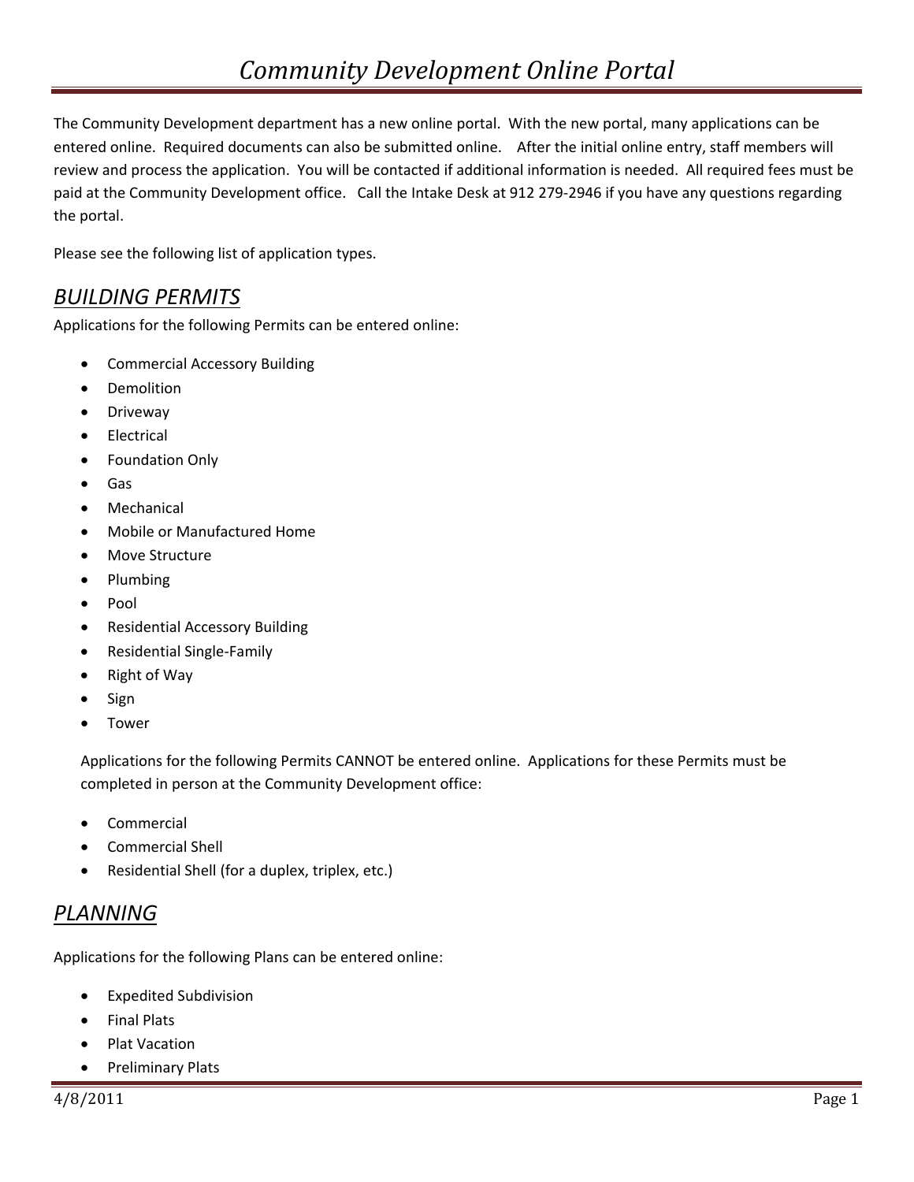# *Community Development Online Portal*

The Community Development department has a new online portal. With the new portal, many applications can be entered online. Required documents can also be submitted online. After the initial online entry, staff members will review and process the application. You will be contacted if additional information is needed. All required fees must be paid at the Community Development office. Call the Intake Desk at 912 279-2946 if you have any questions regarding the portal.

Please see the following list of application types.

## *BUILDING PERMITS*

Applications for the following Permits can be entered online:

- Commercial Accessory Building
- Demolition
- Driveway
- Electrical
- Foundation Only
- Gas
- Mechanical
- Mobile or Manufactured Home
- Move Structure
- Plumbing
- Pool
- Residential Accessory Building
- Residential Single-Family
- Right of Way
- Sign
- Tower

Applications for the following Permits CANNOT be entered online. Applications for these Permits must be completed in person at the Community Development office:

- Commercial
- Commercial Shell
- Residential Shell (for a duplex, triplex, etc.)

## *PLANNING*

Applications for the following Plans can be entered online:

- Expedited Subdivision
- Final Plats
- Plat Vacation
- Preliminary Plats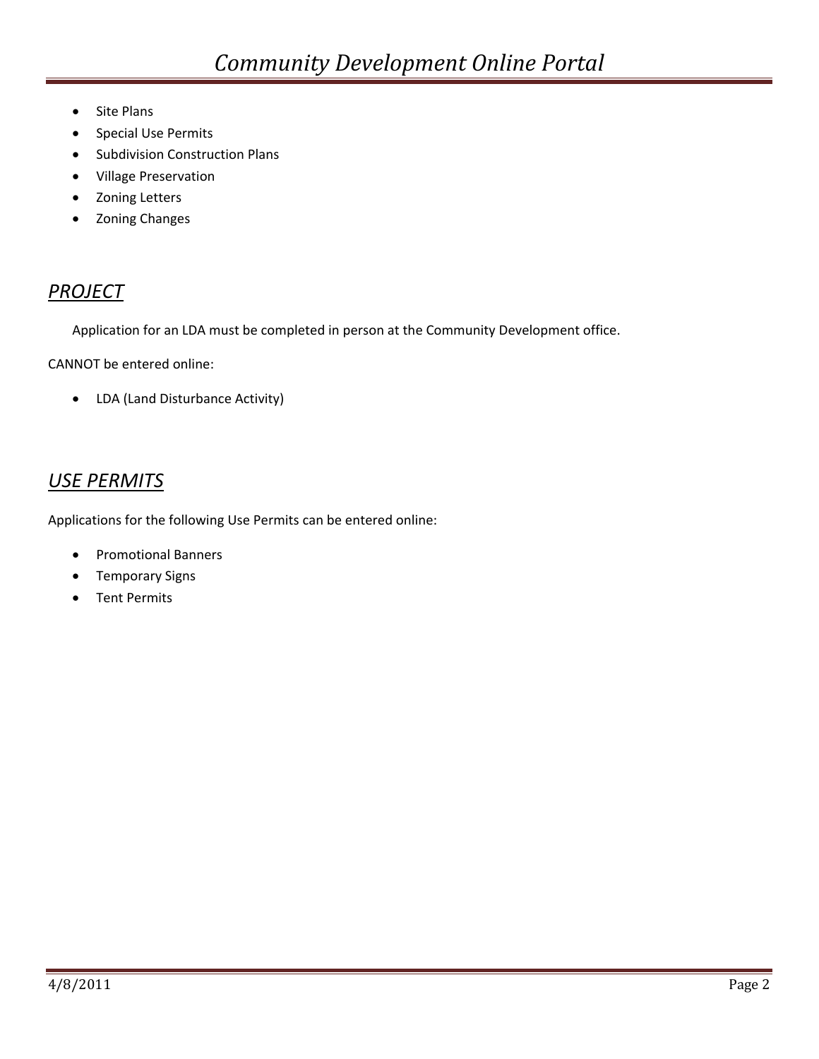- Site Plans
- Special Use Permits
- Subdivision Construction Plans
- Village Preservation
- Zoning Letters
- Zoning Changes

## *PROJECT*

Application for an LDA must be completed in person at the Community Development office.

CANNOT be entered online:

- LDA (Land Disturbance Activity)

## *USE PERMITS*

Applications for the following Use Permits can be entered online:

- Promotional Banners
- Temporary Signs
- Tent Permits